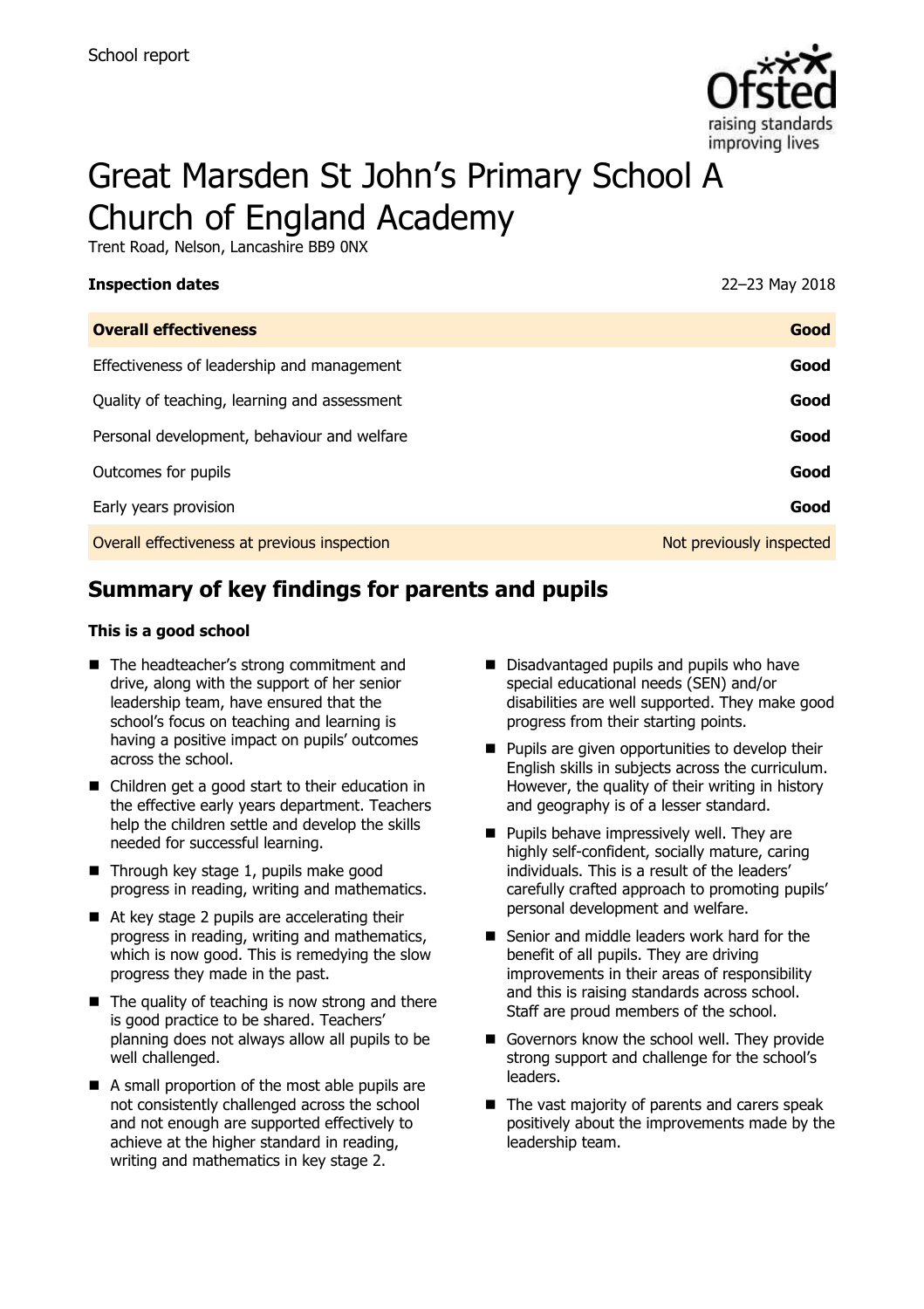School report

# Great Marsden St John's Primary School A Church of England Academy

Trent Road, Nelson, Lancashire BB9 0NX

**Inspection dates** 22–23 May 2018

| **Overall effectiveness** | **Good** |
| --- | --- |
| Effectiveness of leadership and management | **Good** |
| Quality of teaching, learning and assessment | **Good** |
| Personal development, behaviour and welfare | **Good** |
| Outcomes for pupils | **Good** |
| Early years provision | **Good** |
| Overall effectiveness at previous inspection | Not previously inspected |

## Summary of key findings for parents and pupils

**This is a good school**

- The headteacher's strong commitment and drive, along with the support of her senior leadership team, have ensured that the school's focus on teaching and learning is having a positive impact on pupils' outcomes across the school.
- Children get a good start to their education in the effective early years department. Teachers help the children settle and develop the skills needed for successful learning.
- Through key stage 1, pupils make good progress in reading, writing and mathematics.
- At key stage 2 pupils are accelerating their progress in reading, writing and mathematics, which is now good. This is remedying the slow progress they made in the past.
- The quality of teaching is now strong and there is good practice to be shared. Teachers' planning does not always allow all pupils to be well challenged.
- A small proportion of the most able pupils are not consistently challenged across the school and not enough are supported effectively to achieve at the higher standard in reading, writing and mathematics in key stage 2.
- Disadvantaged pupils and pupils who have special educational needs (SEN) and/or disabilities are well supported. They make good progress from their starting points.
- Pupils are given opportunities to develop their English skills in subjects across the curriculum. However, the quality of their writing in history and geography is of a lesser standard.
- Pupils behave impressively well. They are highly self-confident, socially mature, caring individuals. This is a result of the leaders' carefully crafted approach to promoting pupils' personal development and welfare.
- Senior and middle leaders work hard for the benefit of all pupils. They are driving improvements in their areas of responsibility and this is raising standards across school. Staff are proud members of the school.
- Governors know the school well. They provide strong support and challenge for the school's leaders.
- The vast majority of parents and carers speak positively about the improvements made by the leadership team.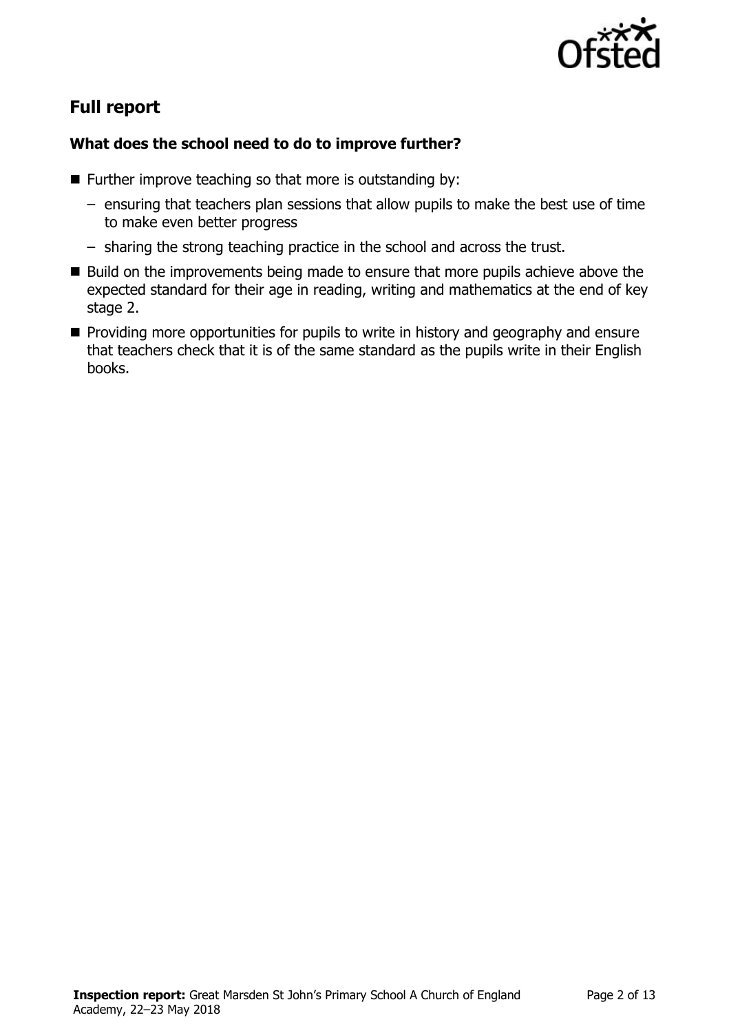## Full report

### What does the school need to do to improve further?

- Further improve teaching so that more is outstanding by:
  - ensuring that teachers plan sessions that allow pupils to make the best use of time to make even better progress
  - sharing the strong teaching practice in the school and across the trust.
- Build on the improvements being made to ensure that more pupils achieve above the expected standard for their age in reading, writing and mathematics at the end of key stage 2.
- Providing more opportunities for pupils to write in history and geography and ensure that teachers check that it is of the same standard as the pupils write in their English books.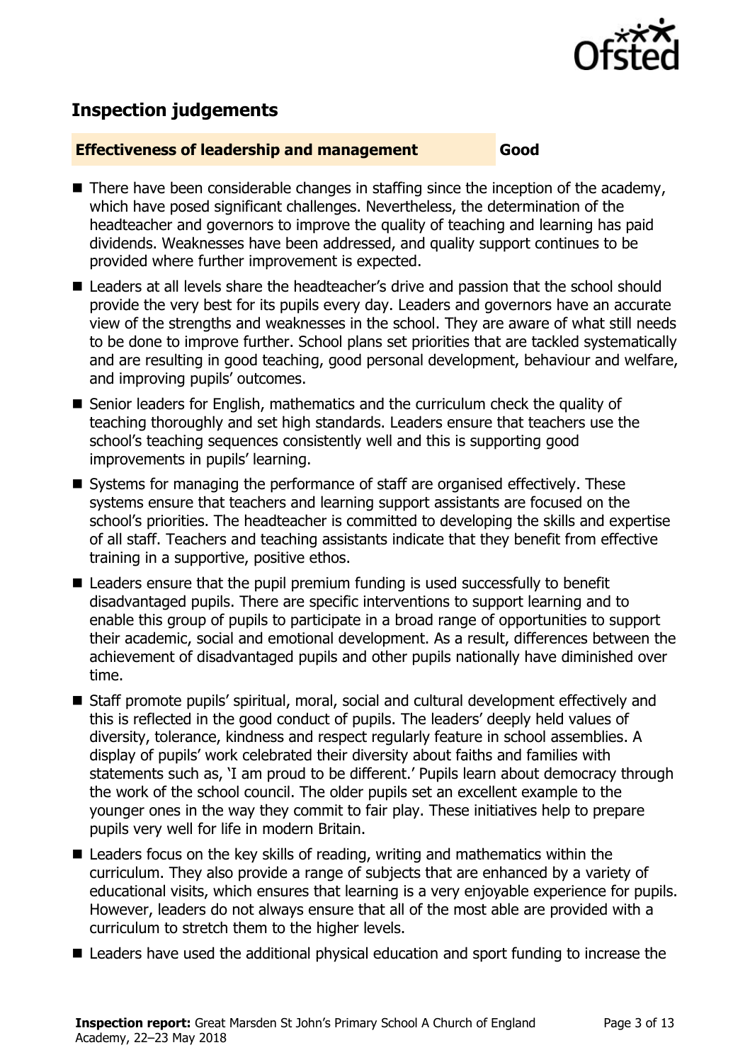## Inspection judgements

**Effectiveness of leadership and management** **Good**

- There have been considerable changes in staffing since the inception of the academy, which have posed significant challenges. Nevertheless, the determination of the headteacher and governors to improve the quality of teaching and learning has paid dividends. Weaknesses have been addressed, and quality support continues to be provided where further improvement is expected.
- Leaders at all levels share the headteacher's drive and passion that the school should provide the very best for its pupils every day. Leaders and governors have an accurate view of the strengths and weaknesses in the school. They are aware of what still needs to be done to improve further. School plans set priorities that are tackled systematically and are resulting in good teaching, good personal development, behaviour and welfare, and improving pupils' outcomes.
- Senior leaders for English, mathematics and the curriculum check the quality of teaching thoroughly and set high standards. Leaders ensure that teachers use the school's teaching sequences consistently well and this is supporting good improvements in pupils' learning.
- Systems for managing the performance of staff are organised effectively. These systems ensure that teachers and learning support assistants are focused on the school's priorities. The headteacher is committed to developing the skills and expertise of all staff. Teachers and teaching assistants indicate that they benefit from effective training in a supportive, positive ethos.
- Leaders ensure that the pupil premium funding is used successfully to benefit disadvantaged pupils. There are specific interventions to support learning and to enable this group of pupils to participate in a broad range of opportunities to support their academic, social and emotional development. As a result, differences between the achievement of disadvantaged pupils and other pupils nationally have diminished over time.
- Staff promote pupils' spiritual, moral, social and cultural development effectively and this is reflected in the good conduct of pupils. The leaders' deeply held values of diversity, tolerance, kindness and respect regularly feature in school assemblies. A display of pupils' work celebrated their diversity about faiths and families with statements such as, 'I am proud to be different.' Pupils learn about democracy through the work of the school council. The older pupils set an excellent example to the younger ones in the way they commit to fair play. These initiatives help to prepare pupils very well for life in modern Britain.
- Leaders focus on the key skills of reading, writing and mathematics within the curriculum. They also provide a range of subjects that are enhanced by a variety of educational visits, which ensures that learning is a very enjoyable experience for pupils. However, leaders do not always ensure that all of the most able are provided with a curriculum to stretch them to the higher levels.
- Leaders have used the additional physical education and sport funding to increase the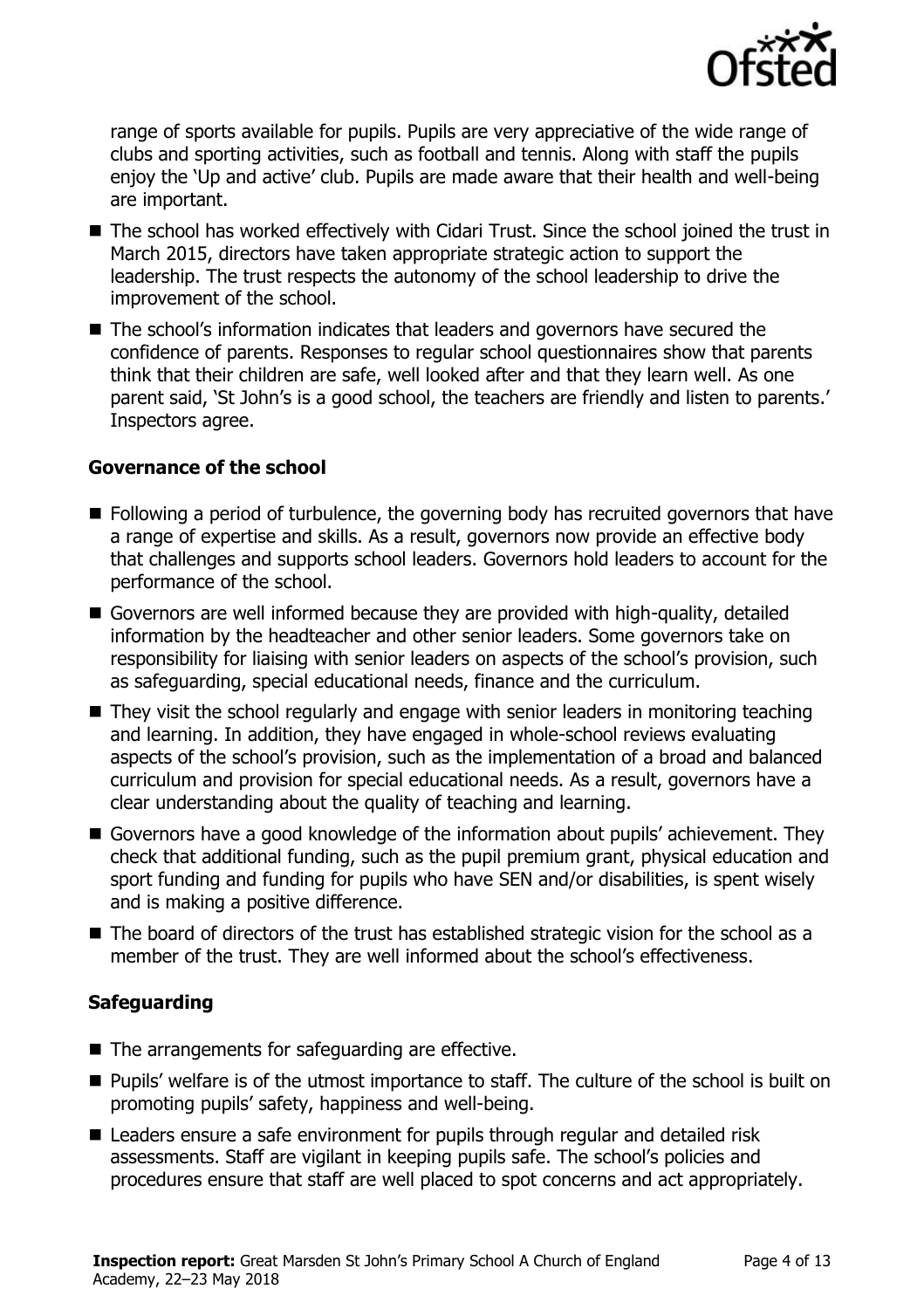range of sports available for pupils. Pupils are very appreciative of the wide range of clubs and sporting activities, such as football and tennis. Along with staff the pupils enjoy the 'Up and active' club. Pupils are made aware that their health and well-being are important.

- The school has worked effectively with Cidari Trust. Since the school joined the trust in March 2015, directors have taken appropriate strategic action to support the leadership. The trust respects the autonomy of the school leadership to drive the improvement of the school.
- The school's information indicates that leaders and governors have secured the confidence of parents. Responses to regular school questionnaires show that parents think that their children are safe, well looked after and that they learn well. As one parent said, 'St John's is a good school, the teachers are friendly and listen to parents.' Inspectors agree.

### Governance of the school

- Following a period of turbulence, the governing body has recruited governors that have a range of expertise and skills. As a result, governors now provide an effective body that challenges and supports school leaders. Governors hold leaders to account for the performance of the school.
- Governors are well informed because they are provided with high-quality, detailed information by the headteacher and other senior leaders. Some governors take on responsibility for liaising with senior leaders on aspects of the school's provision, such as safeguarding, special educational needs, finance and the curriculum.
- They visit the school regularly and engage with senior leaders in monitoring teaching and learning. In addition, they have engaged in whole-school reviews evaluating aspects of the school's provision, such as the implementation of a broad and balanced curriculum and provision for special educational needs. As a result, governors have a clear understanding about the quality of teaching and learning.
- Governors have a good knowledge of the information about pupils' achievement. They check that additional funding, such as the pupil premium grant, physical education and sport funding and funding for pupils who have SEN and/or disabilities, is spent wisely and is making a positive difference.
- The board of directors of the trust has established strategic vision for the school as a member of the trust. They are well informed about the school's effectiveness.

### Safeguarding

- The arrangements for safeguarding are effective.
- Pupils' welfare is of the utmost importance to staff. The culture of the school is built on promoting pupils' safety, happiness and well-being.
- Leaders ensure a safe environment for pupils through regular and detailed risk assessments. Staff are vigilant in keeping pupils safe. The school's policies and procedures ensure that staff are well placed to spot concerns and act appropriately.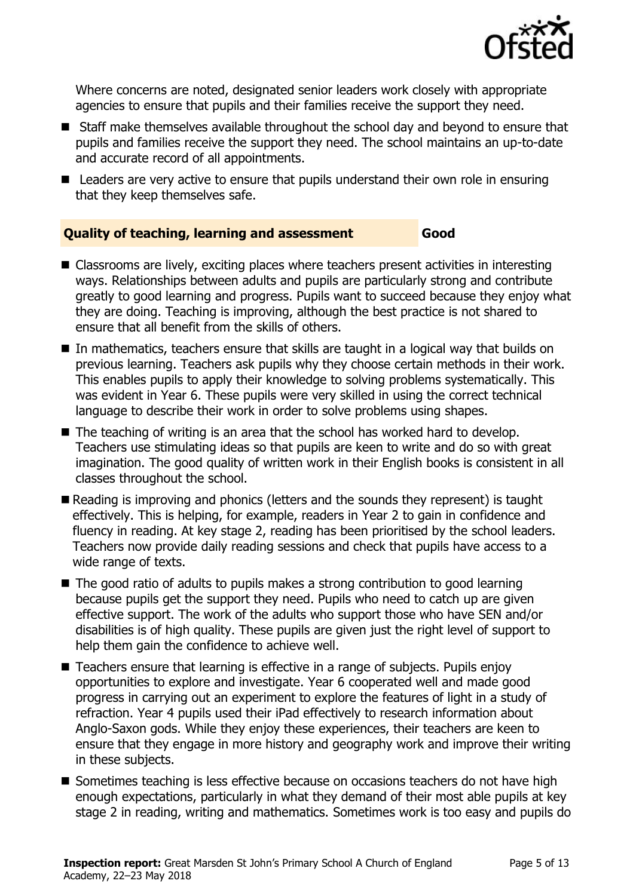Where concerns are noted, designated senior leaders work closely with appropriate agencies to ensure that pupils and their families receive the support they need.

- Staff make themselves available throughout the school day and beyond to ensure that pupils and families receive the support they need. The school maintains an up-to-date and accurate record of all appointments.
- Leaders are very active to ensure that pupils understand their own role in ensuring that they keep themselves safe.

## Quality of teaching, learning and assessment — Good

- Classrooms are lively, exciting places where teachers present activities in interesting ways. Relationships between adults and pupils are particularly strong and contribute greatly to good learning and progress. Pupils want to succeed because they enjoy what they are doing. Teaching is improving, although the best practice is not shared to ensure that all benefit from the skills of others.
- In mathematics, teachers ensure that skills are taught in a logical way that builds on previous learning. Teachers ask pupils why they choose certain methods in their work. This enables pupils to apply their knowledge to solving problems systematically. This was evident in Year 6. These pupils were very skilled in using the correct technical language to describe their work in order to solve problems using shapes.
- The teaching of writing is an area that the school has worked hard to develop. Teachers use stimulating ideas so that pupils are keen to write and do so with great imagination. The good quality of written work in their English books is consistent in all classes throughout the school.
- Reading is improving and phonics (letters and the sounds they represent) is taught effectively. This is helping, for example, readers in Year 2 to gain in confidence and fluency in reading. At key stage 2, reading has been prioritised by the school leaders. Teachers now provide daily reading sessions and check that pupils have access to a wide range of texts.
- The good ratio of adults to pupils makes a strong contribution to good learning because pupils get the support they need. Pupils who need to catch up are given effective support. The work of the adults who support those who have SEN and/or disabilities is of high quality. These pupils are given just the right level of support to help them gain the confidence to achieve well.
- Teachers ensure that learning is effective in a range of subjects. Pupils enjoy opportunities to explore and investigate. Year 6 cooperated well and made good progress in carrying out an experiment to explore the features of light in a study of refraction. Year 4 pupils used their iPad effectively to research information about Anglo-Saxon gods. While they enjoy these experiences, their teachers are keen to ensure that they engage in more history and geography work and improve their writing in these subjects.
- Sometimes teaching is less effective because on occasions teachers do not have high enough expectations, particularly in what they demand of their most able pupils at key stage 2 in reading, writing and mathematics. Sometimes work is too easy and pupils do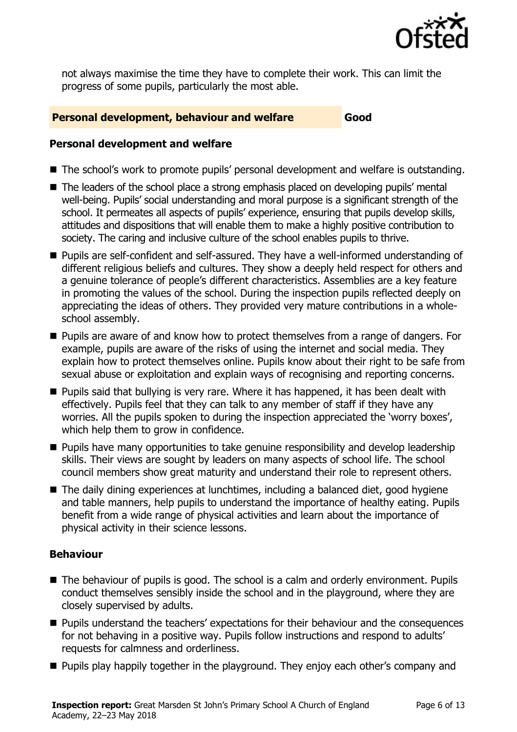not always maximise the time they have to complete their work. This can limit the progress of some pupils, particularly the most able.

## Personal development, behaviour and welfare — Good

### Personal development and welfare

- The school's work to promote pupils' personal development and welfare is outstanding.
- The leaders of the school place a strong emphasis placed on developing pupils' mental well-being. Pupils' social understanding and moral purpose is a significant strength of the school. It permeates all aspects of pupils' experience, ensuring that pupils develop skills, attitudes and dispositions that will enable them to make a highly positive contribution to society. The caring and inclusive culture of the school enables pupils to thrive.
- Pupils are self-confident and self-assured. They have a well-informed understanding of different religious beliefs and cultures. They show a deeply held respect for others and a genuine tolerance of people's different characteristics. Assemblies are a key feature in promoting the values of the school. During the inspection pupils reflected deeply on appreciating the ideas of others. They provided very mature contributions in a whole-school assembly.
- Pupils are aware of and know how to protect themselves from a range of dangers. For example, pupils are aware of the risks of using the internet and social media. They explain how to protect themselves online. Pupils know about their right to be safe from sexual abuse or exploitation and explain ways of recognising and reporting concerns.
- Pupils said that bullying is very rare. Where it has happened, it has been dealt with effectively. Pupils feel that they can talk to any member of staff if they have any worries. All the pupils spoken to during the inspection appreciated the 'worry boxes', which help them to grow in confidence.
- Pupils have many opportunities to take genuine responsibility and develop leadership skills. Their views are sought by leaders on many aspects of school life. The school council members show great maturity and understand their role to represent others.
- The daily dining experiences at lunchtimes, including a balanced diet, good hygiene and table manners, help pupils to understand the importance of healthy eating. Pupils benefit from a wide range of physical activities and learn about the importance of physical activity in their science lessons.

### Behaviour

- The behaviour of pupils is good. The school is a calm and orderly environment. Pupils conduct themselves sensibly inside the school and in the playground, where they are closely supervised by adults.
- Pupils understand the teachers' expectations for their behaviour and the consequences for not behaving in a positive way. Pupils follow instructions and respond to adults' requests for calmness and orderliness.
- Pupils play happily together in the playground. They enjoy each other's company and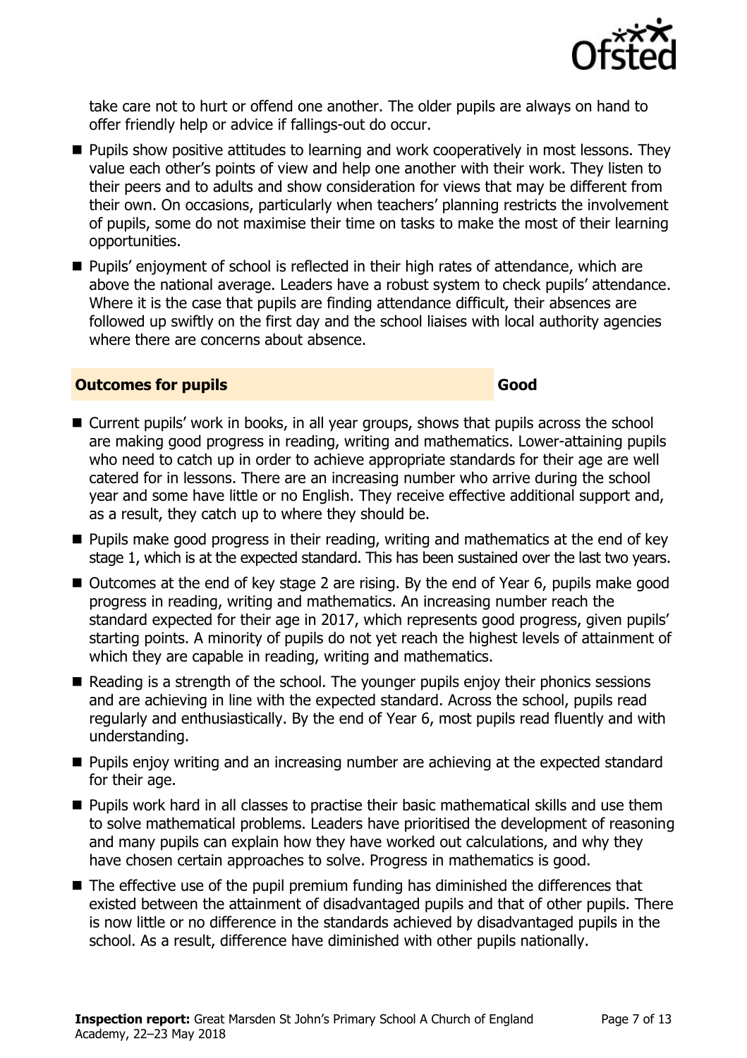take care not to hurt or offend one another. The older pupils are always on hand to offer friendly help or advice if fallings-out do occur.

- Pupils show positive attitudes to learning and work cooperatively in most lessons. They value each other's points of view and help one another with their work. They listen to their peers and to adults and show consideration for views that may be different from their own. On occasions, particularly when teachers' planning restricts the involvement of pupils, some do not maximise their time on tasks to make the most of their learning opportunities.
- Pupils' enjoyment of school is reflected in their high rates of attendance, which are above the national average. Leaders have a robust system to check pupils' attendance. Where it is the case that pupils are finding attendance difficult, their absences are followed up swiftly on the first day and the school liaises with local authority agencies where there are concerns about absence.

## Outcomes for pupils — Good

- Current pupils' work in books, in all year groups, shows that pupils across the school are making good progress in reading, writing and mathematics. Lower-attaining pupils who need to catch up in order to achieve appropriate standards for their age are well catered for in lessons. There are an increasing number who arrive during the school year and some have little or no English. They receive effective additional support and, as a result, they catch up to where they should be.
- Pupils make good progress in their reading, writing and mathematics at the end of key stage 1, which is at the expected standard. This has been sustained over the last two years.
- Outcomes at the end of key stage 2 are rising. By the end of Year 6, pupils make good progress in reading, writing and mathematics. An increasing number reach the standard expected for their age in 2017, which represents good progress, given pupils' starting points. A minority of pupils do not yet reach the highest levels of attainment of which they are capable in reading, writing and mathematics.
- Reading is a strength of the school. The younger pupils enjoy their phonics sessions and are achieving in line with the expected standard. Across the school, pupils read regularly and enthusiastically. By the end of Year 6, most pupils read fluently and with understanding.
- Pupils enjoy writing and an increasing number are achieving at the expected standard for their age.
- Pupils work hard in all classes to practise their basic mathematical skills and use them to solve mathematical problems. Leaders have prioritised the development of reasoning and many pupils can explain how they have worked out calculations, and why they have chosen certain approaches to solve. Progress in mathematics is good.
- The effective use of the pupil premium funding has diminished the differences that existed between the attainment of disadvantaged pupils and that of other pupils. There is now little or no difference in the standards achieved by disadvantaged pupils in the school. As a result, difference have diminished with other pupils nationally.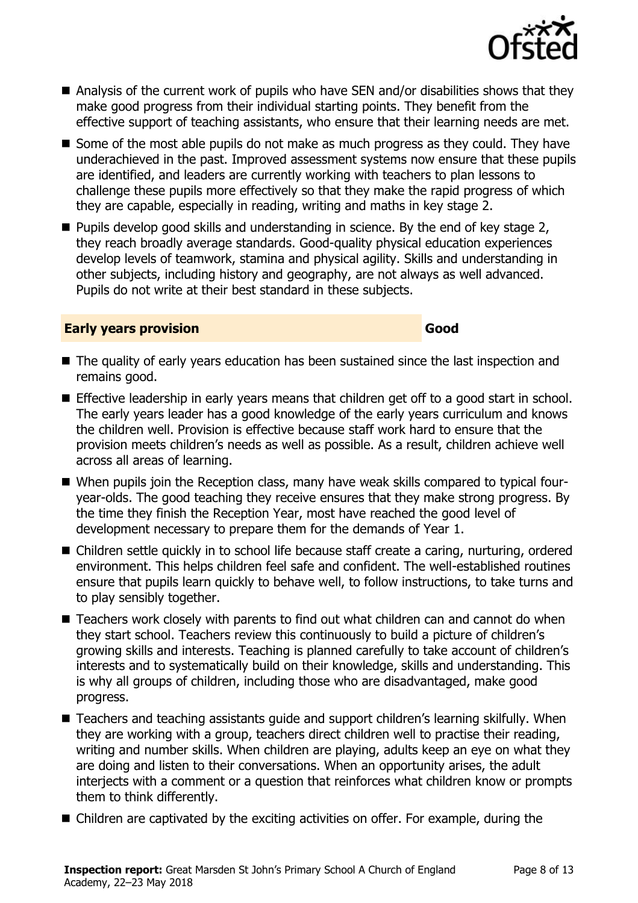- Analysis of the current work of pupils who have SEN and/or disabilities shows that they make good progress from their individual starting points. They benefit from the effective support of teaching assistants, who ensure that their learning needs are met.
- Some of the most able pupils do not make as much progress as they could. They have underachieved in the past. Improved assessment systems now ensure that these pupils are identified, and leaders are currently working with teachers to plan lessons to challenge these pupils more effectively so that they make the rapid progress of which they are capable, especially in reading, writing and maths in key stage 2.
- Pupils develop good skills and understanding in science. By the end of key stage 2, they reach broadly average standards. Good-quality physical education experiences develop levels of teamwork, stamina and physical agility. Skills and understanding in other subjects, including history and geography, are not always as well advanced. Pupils do not write at their best standard in these subjects.

## Early years provision — Good

- The quality of early years education has been sustained since the last inspection and remains good.
- Effective leadership in early years means that children get off to a good start in school. The early years leader has a good knowledge of the early years curriculum and knows the children well. Provision is effective because staff work hard to ensure that the provision meets children's needs as well as possible. As a result, children achieve well across all areas of learning.
- When pupils join the Reception class, many have weak skills compared to typical four-year-olds. The good teaching they receive ensures that they make strong progress. By the time they finish the Reception Year, most have reached the good level of development necessary to prepare them for the demands of Year 1.
- Children settle quickly in to school life because staff create a caring, nurturing, ordered environment. This helps children feel safe and confident. The well-established routines ensure that pupils learn quickly to behave well, to follow instructions, to take turns and to play sensibly together.
- Teachers work closely with parents to find out what children can and cannot do when they start school. Teachers review this continuously to build a picture of children's growing skills and interests. Teaching is planned carefully to take account of children's interests and to systematically build on their knowledge, skills and understanding. This is why all groups of children, including those who are disadvantaged, make good progress.
- Teachers and teaching assistants guide and support children's learning skilfully. When they are working with a group, teachers direct children well to practise their reading, writing and number skills. When children are playing, adults keep an eye on what they are doing and listen to their conversations. When an opportunity arises, the adult interjects with a comment or a question that reinforces what children know or prompts them to think differently.
- Children are captivated by the exciting activities on offer. For example, during the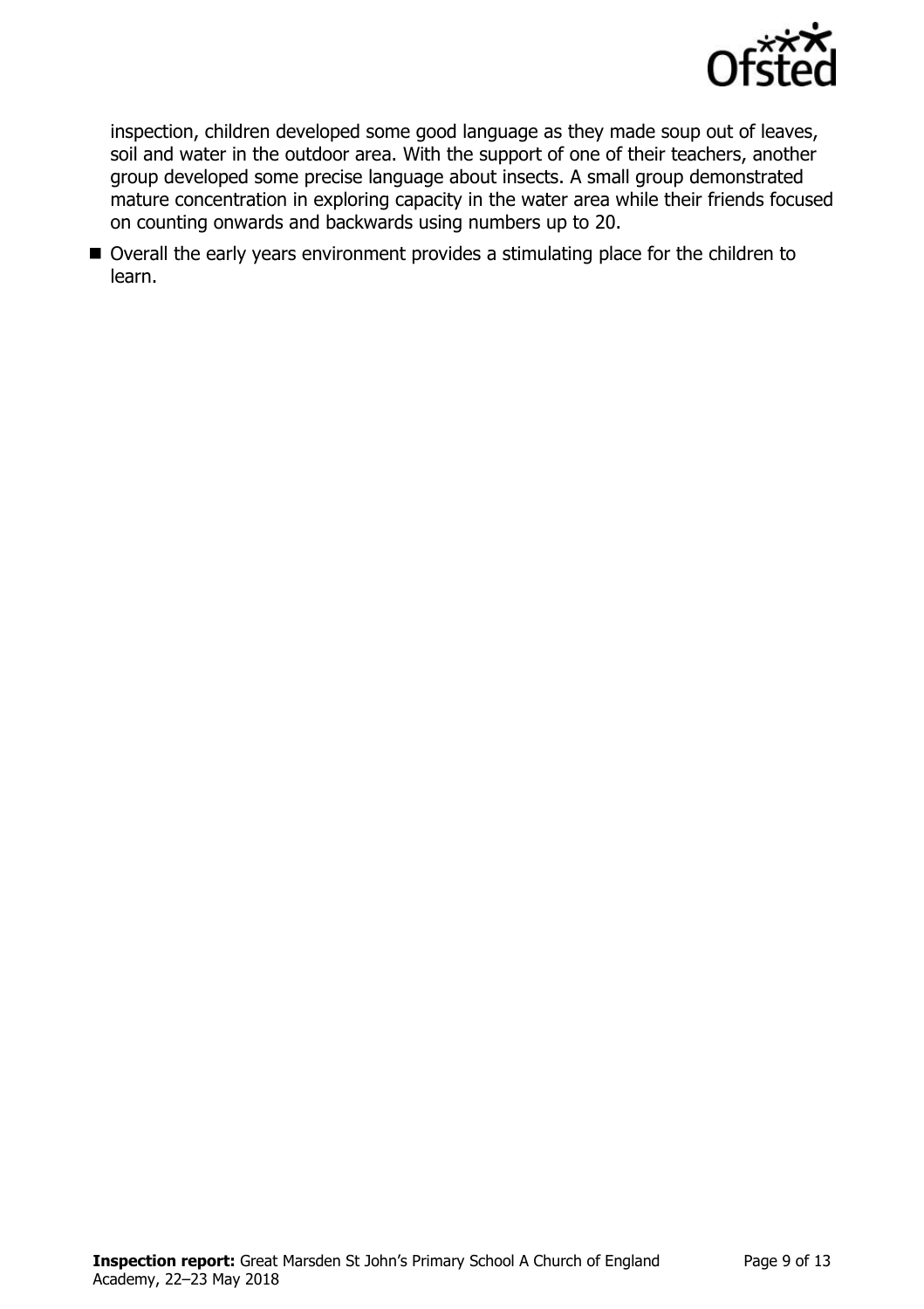inspection, children developed some good language as they made soup out of leaves, soil and water in the outdoor area. With the support of one of their teachers, another group developed some precise language about insects. A small group demonstrated mature concentration in exploring capacity in the water area while their friends focused on counting onwards and backwards using numbers up to 20.

- Overall the early years environment provides a stimulating place for the children to learn.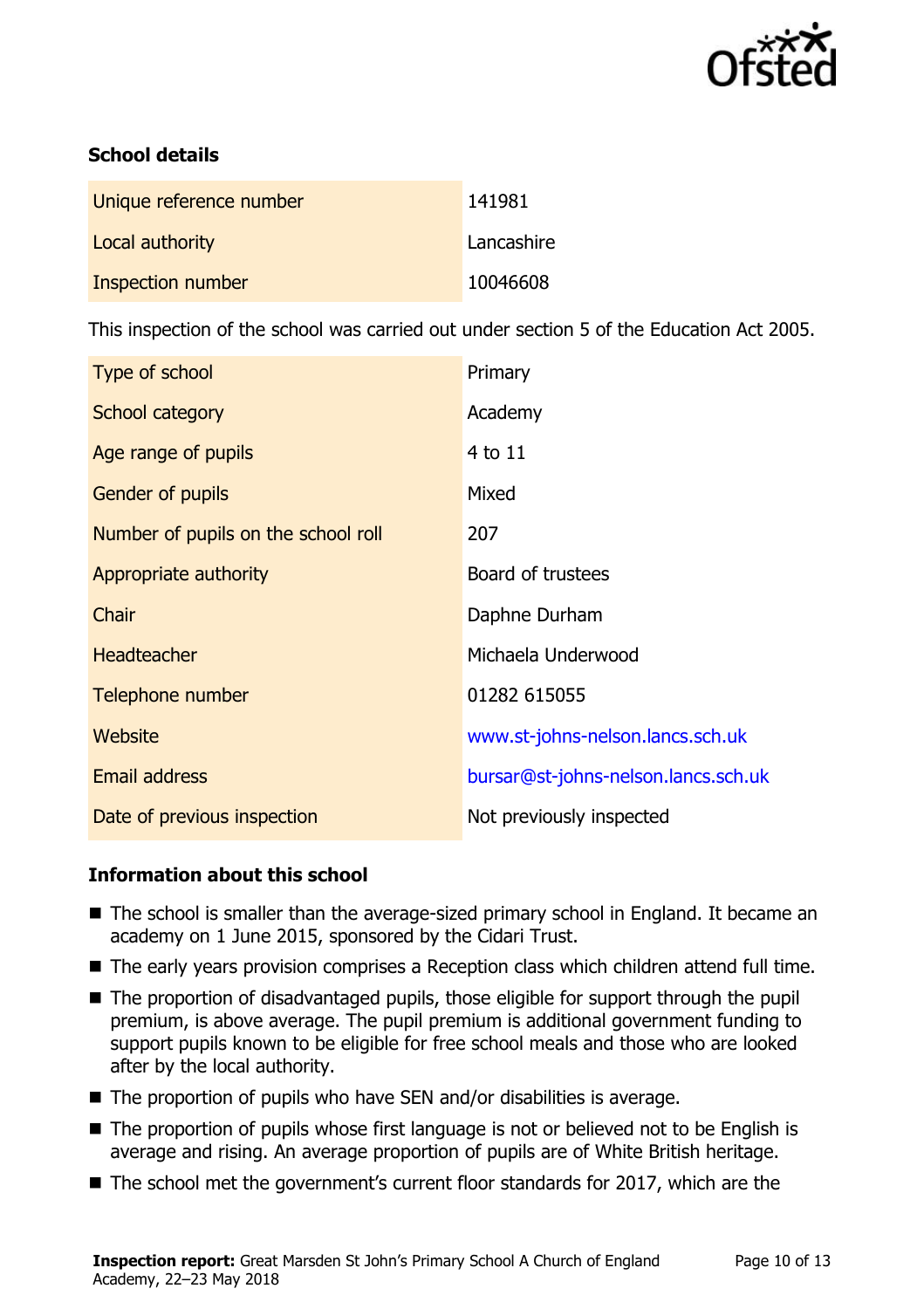### School details

| | |
|---|---|
| Unique reference number | 141981 |
| Local authority | Lancashire |
| Inspection number | 10046608 |

This inspection of the school was carried out under section 5 of the Education Act 2005.

| | |
|---|---|
| Type of school | Primary |
| School category | Academy |
| Age range of pupils | 4 to 11 |
| Gender of pupils | Mixed |
| Number of pupils on the school roll | 207 |
| Appropriate authority | Board of trustees |
| Chair | Daphne Durham |
| Headteacher | Michaela Underwood |
| Telephone number | 01282 615055 |
| Website | www.st-johns-nelson.lancs.sch.uk |
| Email address | bursar@st-johns-nelson.lancs.sch.uk |
| Date of previous inspection | Not previously inspected |

### Information about this school

- The school is smaller than the average-sized primary school in England. It became an academy on 1 June 2015, sponsored by the Cidari Trust.
- The early years provision comprises a Reception class which children attend full time.
- The proportion of disadvantaged pupils, those eligible for support through the pupil premium, is above average. The pupil premium is additional government funding to support pupils known to be eligible for free school meals and those who are looked after by the local authority.
- The proportion of pupils who have SEN and/or disabilities is average.
- The proportion of pupils whose first language is not or believed not to be English is average and rising. An average proportion of pupils are of White British heritage.
- The school met the government's current floor standards for 2017, which are the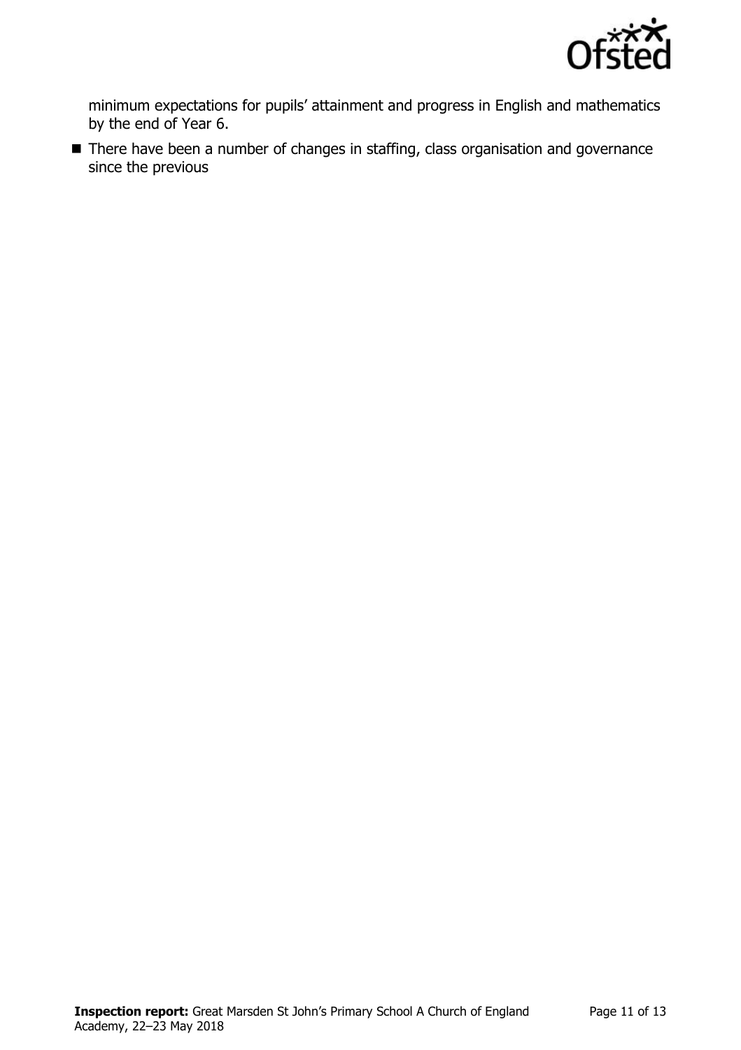minimum expectations for pupils' attainment and progress in English and mathematics by the end of Year 6.

- There have been a number of changes in staffing, class organisation and governance since the previous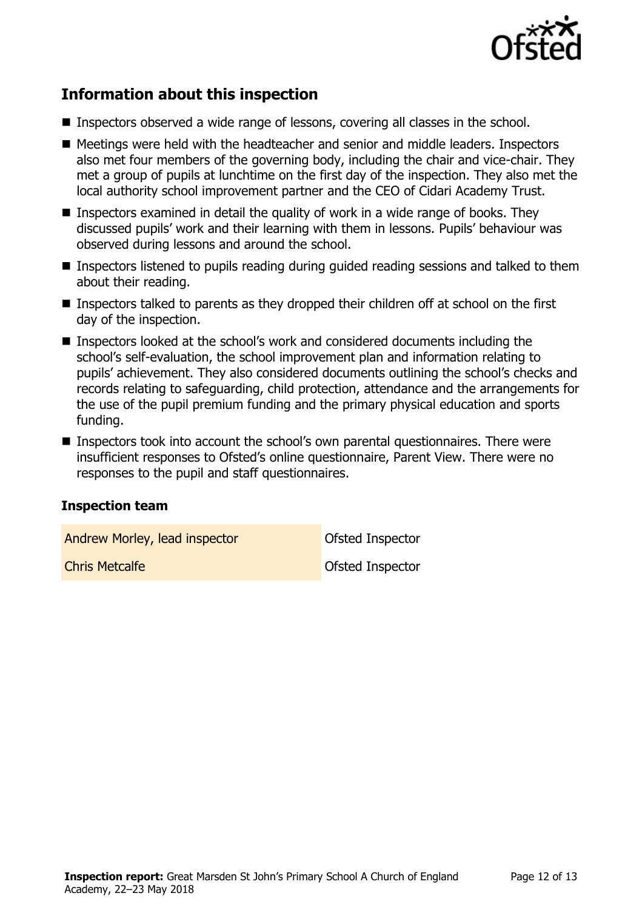## Information about this inspection

- Inspectors observed a wide range of lessons, covering all classes in the school.
- Meetings were held with the headteacher and senior and middle leaders. Inspectors also met four members of the governing body, including the chair and vice-chair. They met a group of pupils at lunchtime on the first day of the inspection. They also met the local authority school improvement partner and the CEO of Cidari Academy Trust.
- Inspectors examined in detail the quality of work in a wide range of books. They discussed pupils' work and their learning with them in lessons. Pupils' behaviour was observed during lessons and around the school.
- Inspectors listened to pupils reading during guided reading sessions and talked to them about their reading.
- Inspectors talked to parents as they dropped their children off at school on the first day of the inspection.
- Inspectors looked at the school's work and considered documents including the school's self-evaluation, the school improvement plan and information relating to pupils' achievement. They also considered documents outlining the school's checks and records relating to safeguarding, child protection, attendance and the arrangements for the use of the pupil premium funding and the primary physical education and sports funding.
- Inspectors took into account the school's own parental questionnaires. There were insufficient responses to Ofsted's online questionnaire, Parent View. There were no responses to the pupil and staff questionnaires.

### Inspection team

| | |
|---|---|
| Andrew Morley, lead inspector | Ofsted Inspector |
| Chris Metcalfe | Ofsted Inspector |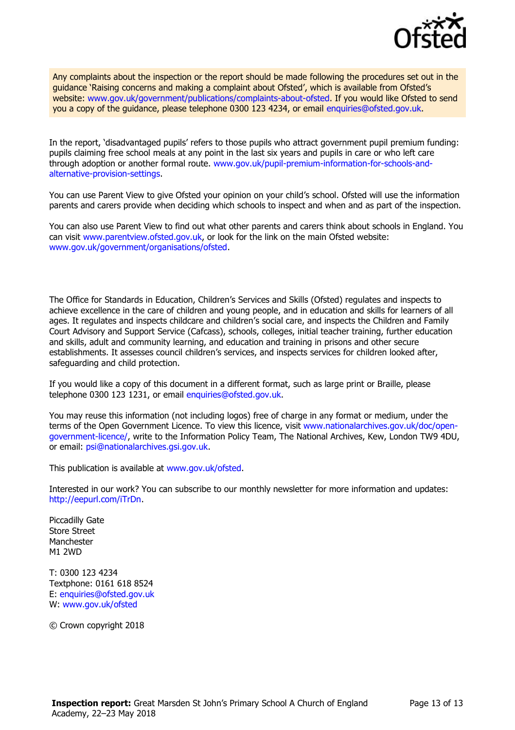Any complaints about the inspection or the report should be made following the procedures set out in the guidance 'Raising concerns and making a complaint about Ofsted', which is available from Ofsted's website: www.gov.uk/government/publications/complaints-about-ofsted. If you would like Ofsted to send you a copy of the guidance, please telephone 0300 123 4234, or email enquiries@ofsted.gov.uk.

In the report, 'disadvantaged pupils' refers to those pupils who attract government pupil premium funding: pupils claiming free school meals at any point in the last six years and pupils in care or who left care through adoption or another formal route. www.gov.uk/pupil-premium-information-for-schools-and-alternative-provision-settings.

You can use Parent View to give Ofsted your opinion on your child's school. Ofsted will use the information parents and carers provide when deciding which schools to inspect and when and as part of the inspection.

You can also use Parent View to find out what other parents and carers think about schools in England. You can visit www.parentview.ofsted.gov.uk, or look for the link on the main Ofsted website: www.gov.uk/government/organisations/ofsted.

The Office for Standards in Education, Children's Services and Skills (Ofsted) regulates and inspects to achieve excellence in the care of children and young people, and in education and skills for learners of all ages. It regulates and inspects childcare and children's social care, and inspects the Children and Family Court Advisory and Support Service (Cafcass), schools, colleges, initial teacher training, further education and skills, adult and community learning, and education and training in prisons and other secure establishments. It assesses council children's services, and inspects services for children looked after, safeguarding and child protection.

If you would like a copy of this document in a different format, such as large print or Braille, please telephone 0300 123 1231, or email enquiries@ofsted.gov.uk.

You may reuse this information (not including logos) free of charge in any format or medium, under the terms of the Open Government Licence. To view this licence, visit www.nationalarchives.gov.uk/doc/open-government-licence/, write to the Information Policy Team, The National Archives, Kew, London TW9 4DU, or email: psi@nationalarchives.gsi.gov.uk.

This publication is available at www.gov.uk/ofsted.

Interested in our work? You can subscribe to our monthly newsletter for more information and updates: http://eepurl.com/iTrDn.

Piccadilly Gate
Store Street
Manchester
M1 2WD

T: 0300 123 4234
Textphone: 0161 618 8524
E: enquiries@ofsted.gov.uk
W: www.gov.uk/ofsted

© Crown copyright 2018